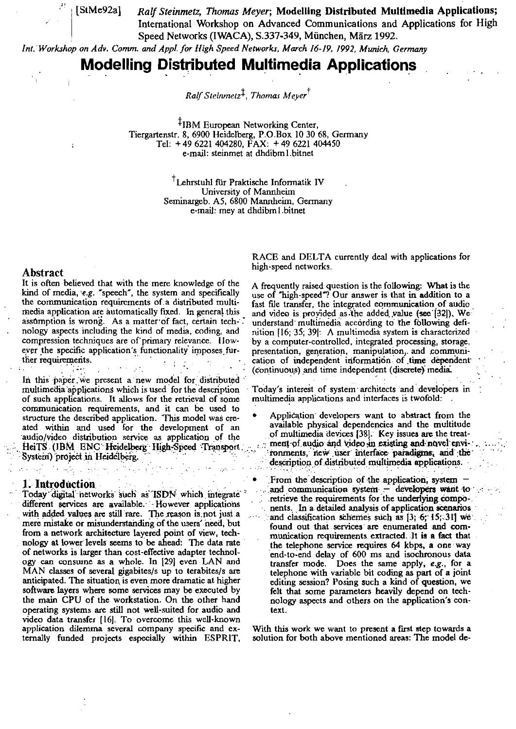[StMe92a] *Ralf Steinmetz, Thomas Meyer*; **Modelling Distributed Multimedia Applications;** International Workshop on Advanced Communications and Applications for High Speed Networks (IWACA), S.337-349, München, März 1992.

*Int. Workshop on Adv. Comm. and Appl. for High Speed Networks, March 16-19, 1992, Munich, Germany*

# Modelling Distributed Multimedia Applications

*Ralf Steinmetz*[‡], *Thomas Meyer*[†]

[‡]IBM European Networking Center,
Tiergartenstr. 8, 6900 Heidelberg, P.O.Box 10 30 68, Germany
Tel: +49 6221 404280, FAX: +49 6221 404450
e-mail: steinmet at dhdibm1.bitnet

[†]Lehrstuhl für Praktische Informatik IV
University of Mannheim
Seminargeb. A5, 6800 Mannheim, Germany
e-mail: mey at dhdibm1.bitnet

## Abstract

It is often believed that with the mere knowledge of the kind of media, *e.g.* "speech", the system and specifically the communication requirements of a distributed multimedia application are automatically fixed. In general this assumption is wrong. As a matter of fact, certain technology aspects including the kind of media, coding, and compression techniques are of primary relevance. However the specific application's functionality imposes further requirements.

In this paper we present a new model for distributed multimedia applications which is used for the description of such applications. It allows for the retrieval of some communication requirements, and it can be used to structure the described application. This model was created within and used for the development of an audio/video distribution service as application of the HeiTS (IBM ENC Heidelberg High-Speed Transport System) project in Heidelberg.

## 1. Introduction

Today digital networks such as ISDN which integrate different services are available. However applications with added values are still rare. The reason is not just a mere mistake or misunderstanding of the users' need, but from a network architecture layered point of view, technology at lower levels seems to be ahead: The data rate of networks is larger than cost-effective adapter technology can consume as a whole. In [29] even LAN and MAN classes of several gigabites/s up to terabites/s are anticipated. The situation is even more dramatic at higher software layers where some services may be executed by the main CPU of the workstation. On the other hand operating systems are still not well-suited for audio and video data transfer [16]. To overcome this well-known application dilemma several company specific and externally funded projects especially within ESPRIT, RACE and DELTA currently deal with applications for high-speed networks.

A frequently raised question is the following: What is the use of "high-speed"? Our answer is that in addition to a fast file transfer, the integrated communication of audio and video is provided as the added value (see [32]). We understand multimedia according to the following definition [16; 35; 39]: A multimedia system is characterized by a computer-controlled, integrated processing, storage, presentation, generation, manipulation, and communication of independent information of time dependent (continuous) and time independent (discrete) media.

Today's interest of system architects and developers in multimedia applications and interfaces is twofold:

- Application developers want to abstract from the available physical dependencies and the multitude of multimedia devices [38]. Key issues are the treatment of audio and video in existing and novel environments, new user interface paradigms, and the description of distributed multimedia applications.
- From the description of the application, system — and communication system — developers want to retrieve the requirements for the underlying components. In a detailed analysis of application scenarios and classification schemes such as [3; 6; 15; 31] we found out that services are enumerated and communication requirements extracted. It is a fact that the telephone service requires 64 kbps, a one way end-to-end delay of 600 ms and isochronous data transfer mode. Does the same apply, *e.g.*, for a telephone with variable bit coding as part of a joint editing session? Posing such a kind of question, we felt that some parameters heavily depend on technology aspects and others on the application's context.

With this work we want to present a first step towards a solution for both above mentioned areas: The model de-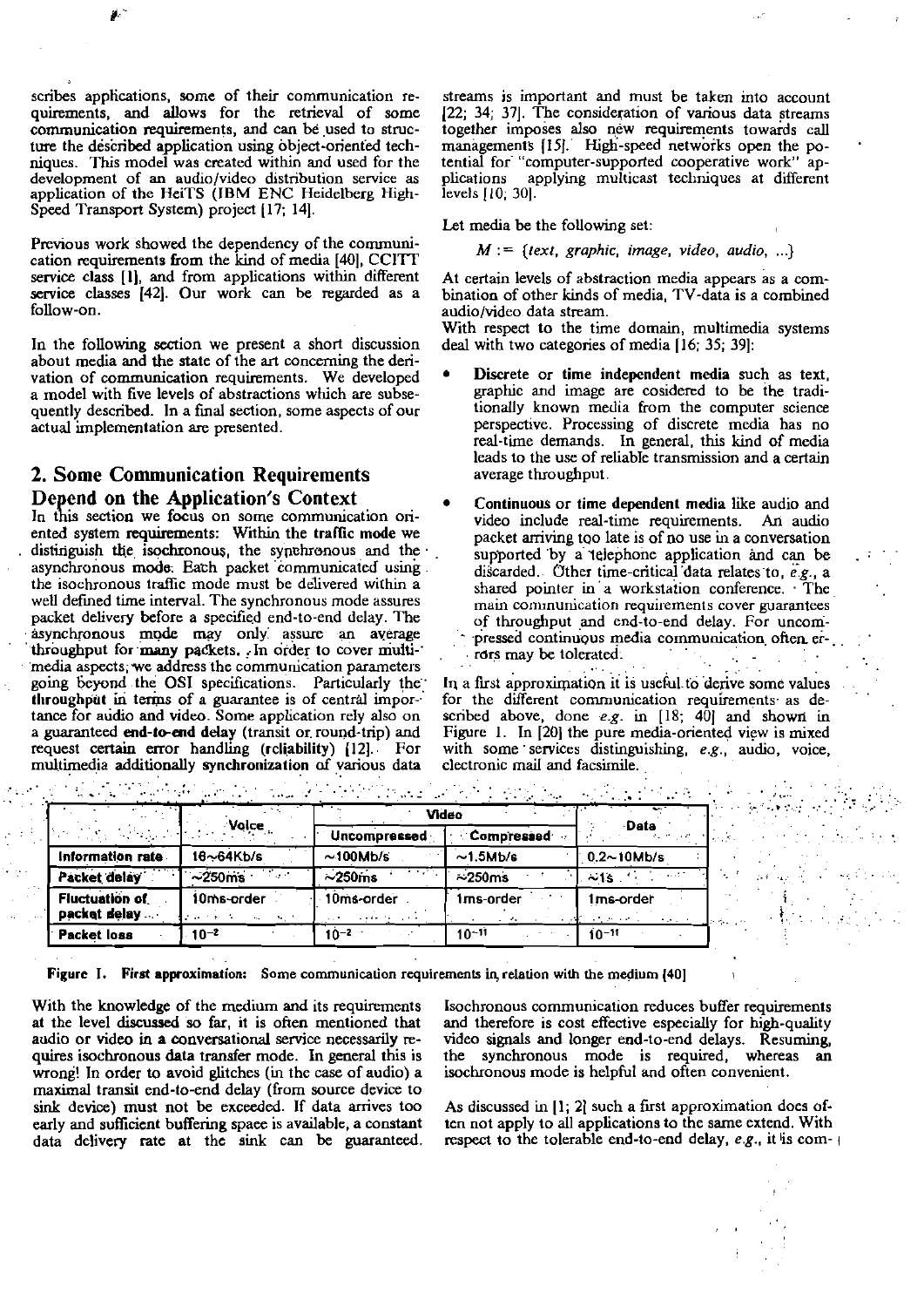scribes applications, some of their communication requirements, and allows for the retrieval of some communication requirements, and can be used to structure the described application using object-oriented techniques. This model was created within and used for the development of an audio/video distribution service as application of the HeiTS (IBM ENC Heidelberg High-Speed Transport System) project [17; 14].

Previous work showed the dependency of the communication requirements from the kind of media [40], CCITT service class [1], and from applications within different service classes [42]. Our work can be regarded as a follow-on.

In the following section we present a short discussion about media and the state of the art concerning the derivation of communication requirements. We developed a model with five levels of abstractions which are subsequently described. In a final section, some aspects of our actual implementation are presented.

## 2. Some Communication Requirements Depend on the Application's Context

In this section we focus on some communication oriented system requirements: Within the **traffic mode** we distinguish the isochronous, the synchronous and the asynchronous **mode**. Each packet communicated using the isochronous traffic mode must be delivered within a well defined time interval. The synchronous mode assures packet delivery before a specified end-to-end delay. The asynchronous mode may only assure an average throughput for many packets. In order to cover multimedia aspects, we address the communication parameters going beyond the OSI specifications. Particularly the **throughput** in terms of a guarantee is of central importance for audio and video. Some application rely also on a guaranteed **end-to-end delay** (transit or round-trip) and request certain error handling (**reliability**) [12]. For multimedia additionally **synchronization** of various data streams is important and must be taken into account [22; 34; 37]. The consideration of various data streams together imposes also new requirements towards call managements [15]. High-speed networks open the potential for "computer-supported cooperative work" applications applying multicast techniques at different levels [10; 30].

Let media be the following set:

$$M := \{text,\ graphic,\ image,\ video,\ audio,\ \ldots\}$$

At certain levels of abstraction media appears as a combination of other kinds of media, TV-data is a combined audio/video data stream.

With respect to the time domain, multimedia systems deal with two categories of media [16; 35; 39]:

- **Discrete** or **time independent media** such as text, graphic and image are cosidered to be the traditionally known media from the computer science perspective. Processing of discrete media has no real-time demands. In general, this kind of media leads to the use of reliable transmission and a certain average throughput.
- **Continuous** or **time dependent media** like audio and video include real-time requirements. An audio packet arriving too late is of no use in a conversation supported by a telephone application and can be discarded. Other time-critical data relates to, *e.g.*, a shared pointer in a workstation conference. The main communication requirements cover guarantees of throughput and end-to-end delay. For uncompressed continuous media communication often errors may be tolerated.

In a first approximation it is useful to derive some values for the different communication requirements as described above, done *e.g.* in [18; 40] and shown in Figure 1. In [20] the pure media-oriented view is mixed with some services distinguishing, *e.g.*, audio, voice, electronic mail and facsimile.

| | Voice | Video | | Data |
|---|---|---|---|---|
| | | Uncompressed | Compressed | |
| Information rate | 16~64Kb/s | ~100Mb/s | ~1.5Mb/s | 0.2~10Mb/s |
| Packet delay | ~250ms | ~250ms | ~250ms | ~1s |
| Fluctuation of packet delay | 10ms-order | 10ms-order | 1ms-order | 1ms-order |
| Packet loss | $10^{-2}$ | $10^{-2}$ | $10^{-11}$ | $10^{-11}$ |

**Figure 1. First approximation:** Some communication requirements in relation with the medium [40]

With the knowledge of the medium and its requirements at the level discussed so far, it is often mentioned that audio or video in a conversational service necessarily requires isochronous data transfer mode. In general this is wrong! In order to avoid glitches (in the case of audio) a maximal transit end-to-end delay (from source device to sink device) must not be exceeded. If data arrives too early and sufficient buffering space is available, a constant data delivery rate at the sink can be guaranteed. Isochronous communication reduces buffer requirements and therefore is cost effective especially for high-quality video signals and longer end-to-end delays. Resuming, the synchronous mode is required, whereas an isochronous mode is helpful and often convenient.

As discussed in [1; 2] such a first approximation does often not apply to all applications to the same extend. With respect to the tolerable end-to-end delay, *e.g.*, it is com-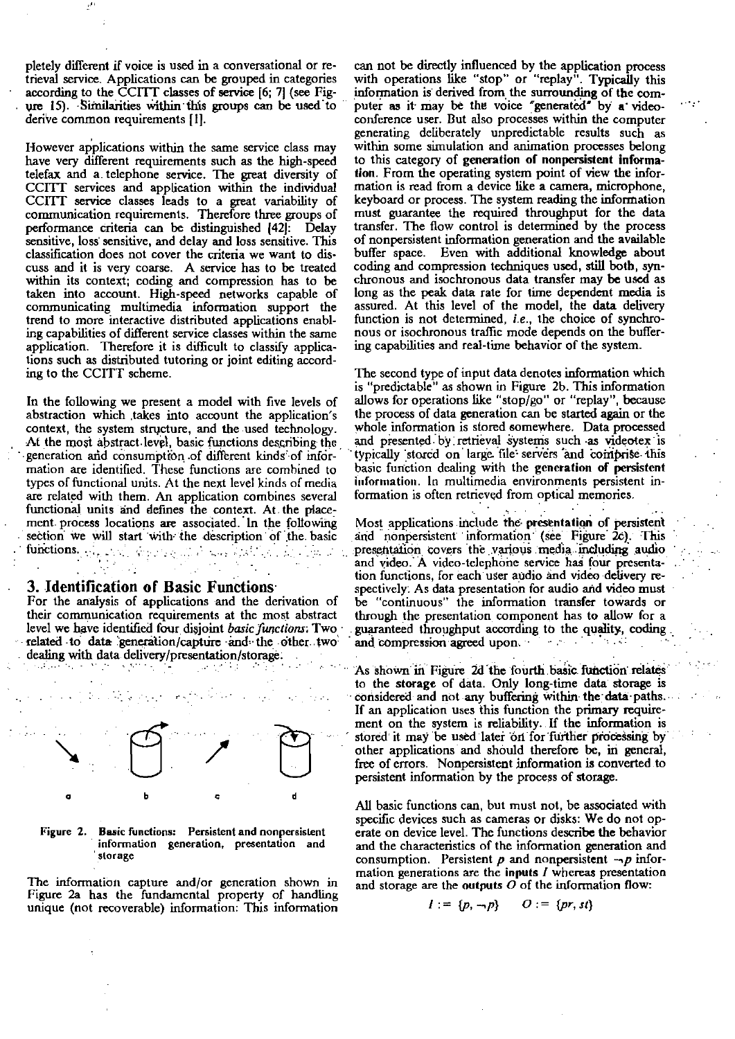pletely different if voice is used in a conversational or retrieval service. Applications can be grouped in categories according to the CCITT classes of service [6; 7] (see Figure 15). Similarities within this groups can be used to derive common requirements [1].

However applications within the same service class may have very different requirements such as the high-speed telefax and a telephone service. The great diversity of CCITT services and application within the individual CCITT service classes leads to a great variability of communication requirements. Therefore three groups of performance criteria can be distinguished [42]: Delay sensitive, loss sensitive, and delay and loss sensitive. This classification does not cover the criteria we want to discuss and it is very coarse. A service has to be treated within its context; coding and compression has to be taken into account. High-speed networks capable of communicating multimedia information support the trend to more interactive distributed applications enabling capabilities of different service classes within the same application. Therefore it is difficult to classify applications such as distributed tutoring or joint editing according to the CCITT scheme.

In the following we present a model with five levels of abstraction which takes into account the application's context, the system structure, and the used technology. At the most abstract level, basic functions describing the generation and consumption of different kinds of information are identified. These functions are combined to types of functional units. At the next level kinds of media are related with them. An application combines several functional units and defines the context. At the placement process locations are associated. In the following section we will start with the description of the basic functions.

## 3. Identification of Basic Functions

For the analysis of applications and the derivation of their communication requirements at the most abstract level we have identified four disjoint *basic functions*: Two related to data generation/capture and the other two dealing with data delivery/presentation/storage.

Figure 2. Basic functions: Persistent and nonpersistent information generation, presentation and storage

The information capture and/or generation shown in Figure 2a has the fundamental property of handling unique (not recoverable) information: This information can not be directly influenced by the application process with operations like "stop" or "replay". Typically this information is derived from the surrounding of the computer as it may be the voice "generated" by a video-conference user. But also processes within the computer generating deliberately unpredictable results such as within some simulation and animation processes belong to this category of **generation of nonpersistent information**. From the operating system point of view the information is read from a device like a camera, microphone, keyboard or process. The system reading the information must guarantee the required throughput for the data transfer. The flow control is determined by the process of nonpersistent information generation and the available buffer space. Even with additional knowledge about coding and compression techniques used, still both, synchronous and isochronous data transfer may be used as long as the peak data rate for time dependent media is assured. At this level of the model, the data delivery function is not determined, *i.e.*, the choice of synchronous or isochronous traffic mode depends on the buffering capabilities and real-time behavior of the system.

The second type of input data denotes information which is "predictable" as shown in Figure 2b. This information allows for operations like "stop/go" or "replay", because the process of data generation can be started again or the whole information is stored somewhere. Data processed and presented by retrieval systems such as videotex is typically stored on large file servers and comprise this basic function dealing with the **generation of persistent information**. In multimedia environments persistent information is often retrieved from optical memories.

Most applications include the **presentation** of persistent and nonpersistent information (see Figure 2c). This presentation covers the various media including audio and video. A video-telephone service has four presentation functions, for each user audio and video delivery respectively. As data presentation for audio and video must be "continuous" the information transfer towards or through the presentation component has to allow for a guaranteed throughput according to the quality, coding and compression agreed upon.

As shown in Figure 2d the fourth basic function relates to the **storage** of data. Only long-time data storage is considered and not any buffering within the data paths. If an application uses this function the primary requirement on the system is reliability. If the information is stored it may be used later on for further processing by other applications and should therefore be, in general, free of errors. Nonpersistent information is converted to persistent information by the process of storage.

All basic functions can, but must not, be associated with specific devices such as cameras or disks: We do not operate on device level. The functions describe the behavior and the characteristics of the information generation and consumption. Persistent $p$ and nonpersistent $\neg p$ information generations are the **inputs** $I$ whereas presentation and storage are the **outputs** $O$ of the information flow:

$$I := \{p, \neg p\} \qquad O := \{pr, st\}$$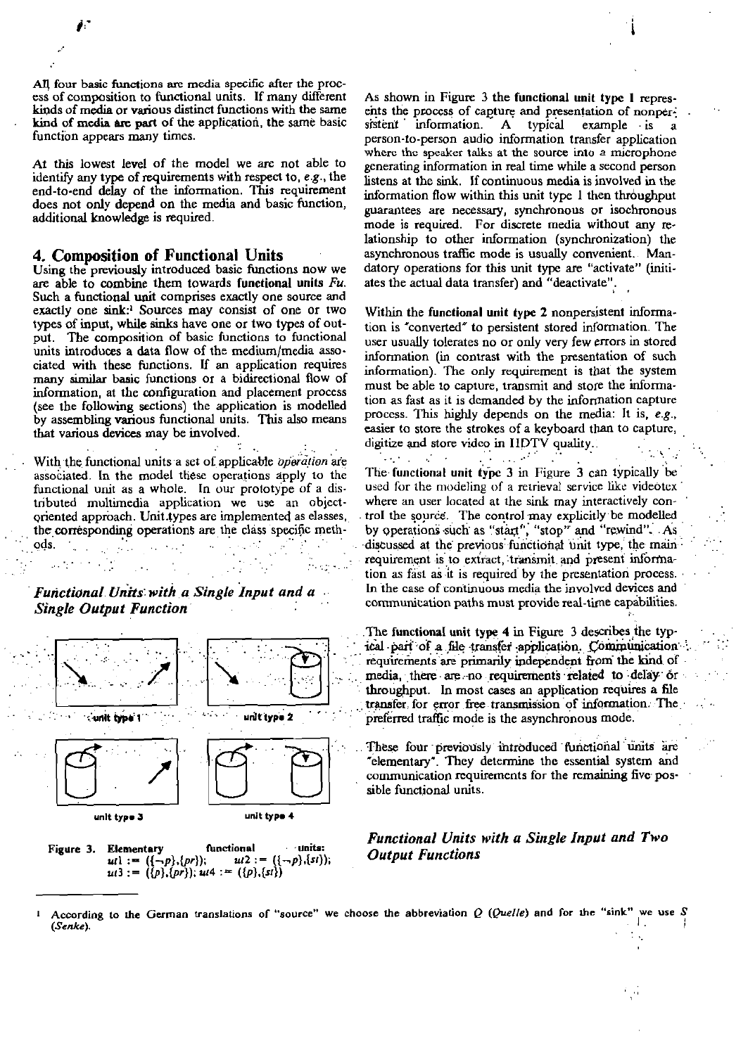All four basic functions are media specific after the process of composition to functional units. If many different kinds of media or various distinct functions with the same kind of media are part of the application, the same basic function appears many times.

At this lowest level of the model we are not able to identify any type of requirements with respect to, *e.g.*, the end-to-end delay of the information. This requirement does not only depend on the media and basic function, additional knowledge is required.

## 4. Composition of Functional Units

Using the previously introduced basic functions now we are able to combine them towards **functional units** *Fu*. Such a functional unit comprises exactly one source and exactly one sink.[1] Sources may consist of one or two types of input, while sinks have one or two types of output. The composition of basic functions to functional units introduces a data flow of the medium/media associated with these functions. If an application requires many similar basic functions or a bidirectional flow of information, at the configuration and placement process (see the following sections) the application is modelled by assembling various functional units. This also means that various devices may be involved.

With the functional units a set of applicable *operation* are associated. In the model these operations apply to the functional unit as a whole. In our prototype of a distributed multimedia application we use an object-oriented approach. Unit types are implemented as classes, the corresponding operations are the class specific methods.

### *Functional Units with a Single Input and a Single Output Function*

unit type 1 &nbsp;&nbsp; unit type 2

unit type 3 &nbsp;&nbsp; unit type 4

Figure 3. **Elementary functional units:** $ut1 := (\{\neg p\},\{pr\})$; $ut2 := (\{\neg p\},\{st\})$; $ut3 := (\{p\},\{pr\})$; $ut4 := (\{p\},\{st\})$

As shown in Figure 3 the **functional unit type 1** represents the process of capture and presentation of nonpersistent information. A typical example is a person-to-person audio information transfer application where the speaker talks at the source into a microphone generating information in real time while a second person listens at the sink. If continuous media is involved in the information flow within this unit type 1 then throughput guarantees are necessary, synchronous or isochronous mode is required. For discrete media without any relationship to other information (synchronization) the asynchronous traffic mode is usually convenient. Mandatory operations for this unit type are "activate" (initiates the actual data transfer) and "deactivate".

Within the **functional unit type 2** nonpersistent information is "converted" to persistent stored information. The user usually tolerates no or only very few errors in stored information (in contrast with the presentation of such information). The only requirement is that the system must be able to capture, transmit and store the information as fast as it is demanded by the information capture process. This highly depends on the media: It is, *e.g.*, easier to store the strokes of a keyboard than to capture, digitize and store video in HDTV quality.

The **functional unit type 3** in Figure 3 can typically be used for the modeling of a retrieval service like videotex where an user located at the sink may interactively control the source. The control may explicitly be modelled by operations such as "start", "stop" and "rewind". As discussed at the previous functional unit type, the main requirement is to extract, transmit and present information as fast as it is required by the presentation process. In the case of continuous media the involved devices and communication paths must provide real-time capabilities.

The **functional unit type 4** in Figure 3 describes the typical part of a file transfer application. Communication requirements are primarily independent from the kind of media, there are no requirements related to delay or throughput. In most cases an application requires a file transfer for error free transmission of information. The preferred traffic mode is the asynchronous mode.

These four previously introduced functional units are "elementary". They determine the essential system and communication requirements for the remaining five possible functional units.

### *Functional Units with a Single Input and Two Output Functions*

[1] According to the German translations of "source" we choose the abbreviation *Q* (*Quelle*) and for the "sink" we use *S* (*Senke*).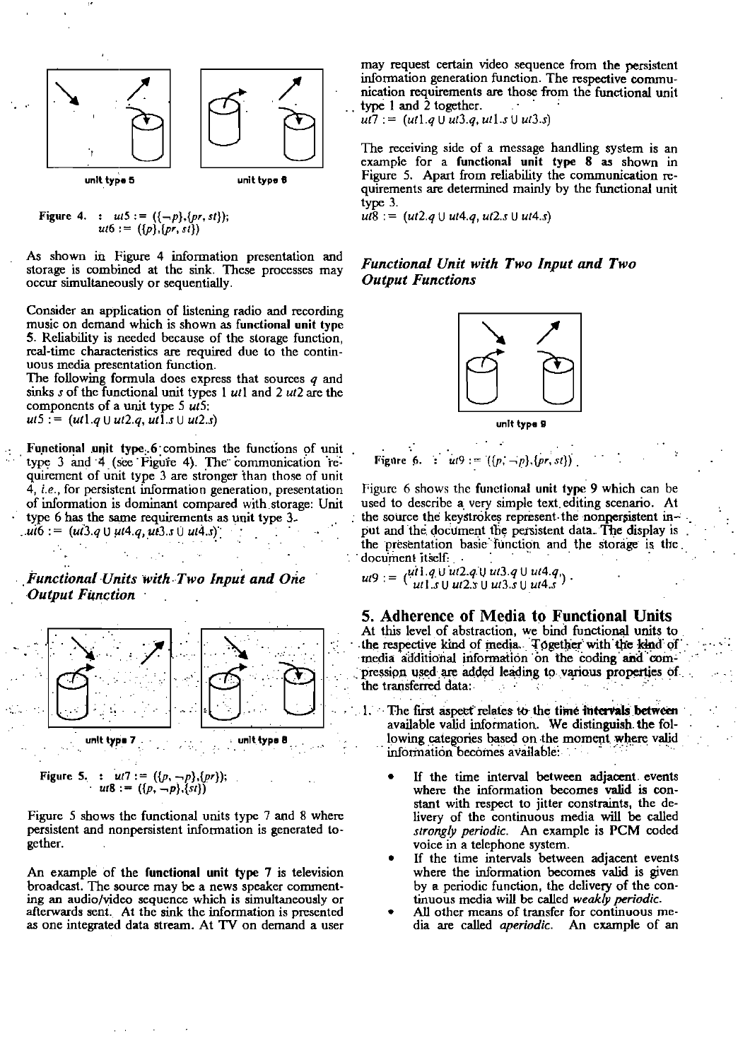unit type 5 unit type 6

Figure 4. : $ut5 := (\{\neg p\},\{pr, st\})$;
$ut6 := (\{p\},\{pr, st\})$

As shown in Figure 4 information presentation and storage is combined at the sink. These processes may occur simultaneously or sequentially.

Consider an application of listening radio and recording music on demand which is shown as **functional unit type** 5. Reliability is needed because of the storage function, real-time characteristics are required due to the continuous media presentation function.
The following formula does express that sources $q$ and sinks $s$ of the functional unit types 1 $ut1$ and 2 $ut2$ are the components of a unit type 5 $ut5$:
$ut5 := (ut1.q \cup ut2.q, ut1.s \cup ut2.s)$

**Functional unit type** 6 combines the functions of unit type 3 and 4 (see Figure 4). The communication requirement of unit type 3 are stronger than those of unit 4, *i.e.*, for persistent information generation, presentation of information is dominant compared with storage: Unit type 6 has the same requirements as unit type 3.
$ut6 := (ut3.q \cup ut4.q, ut3.s \cup ut4.s)$

### *Functional Units with Two Input and One Output Function*

unit type 7 unit type 8

Figure 5. : $ut7 := (\{p, \neg p\},\{pr\})$;
$ut8 := (\{p, \neg p\},\{st\})$

Figure 5 shows the functional units type 7 and 8 where persistent and nonpersistent information is generated together.

An example of the **functional unit type 7** is television broadcast. The source may be a news speaker commenting an audio/video sequence which is simultaneously or afterwards sent. At the sink the information is presented as one integrated data stream. At TV on demand a user may request certain video sequence from the persistent information generation function. The respective communication requirements are those from the functional unit type 1 and 2 together.
$ut7 := (ut1.q \cup ut3.q, ut1.s \cup ut3.s)$

The receiving side of a message handling system is an example for a **functional unit type 8** as shown in Figure 5. Apart from reliability the communication requirements are determined mainly by the functional unit type 3.
$ut8 := (ut2.q \cup ut4.q, ut2.s \cup ut4.s)$

### *Functional Unit with Two Input and Two Output Functions*

unit type 9

Figure 6. : $ut9 := (\{p, \neg p\},\{pr, st\})$.

Figure 6 shows the **functional unit type 9** which can be used to describe a very simple text editing scenario. At the source the keystrokes represent the nonpersistent input and the document the persistent data. The display is the presentation basic function and the storage is the document itself:

$$ut9 := \begin{pmatrix} ut1.q \cup ut2.q \cup ut3.q \cup ut4.q, \\ ut1.s \cup ut2.s \cup ut3.s \cup ut4.s \end{pmatrix}.$$

## 5. Adherence of Media to Functional Units

At this level of abstraction, we bind functional units to the respective kind of media. Together with the kind of media additional information on the coding and compression used are added leading to various properties of the transferred data:

1. The first aspect relates to the **time intervals between** available valid information. We distinguish the following categories based on the moment where valid information becomes available:

   - If the time interval between adjacent events where the information becomes valid is constant with respect to jitter constraints, the delivery of the continuous media will be called *strongly periodic*. An example is PCM coded voice in a telephone system.
   - If the time intervals between adjacent events where the information becomes valid is given by a periodic function, the delivery of the continuous media will be called *weakly periodic*.
   - All other means of transfer for continuous media are called *aperiodic*. An example of an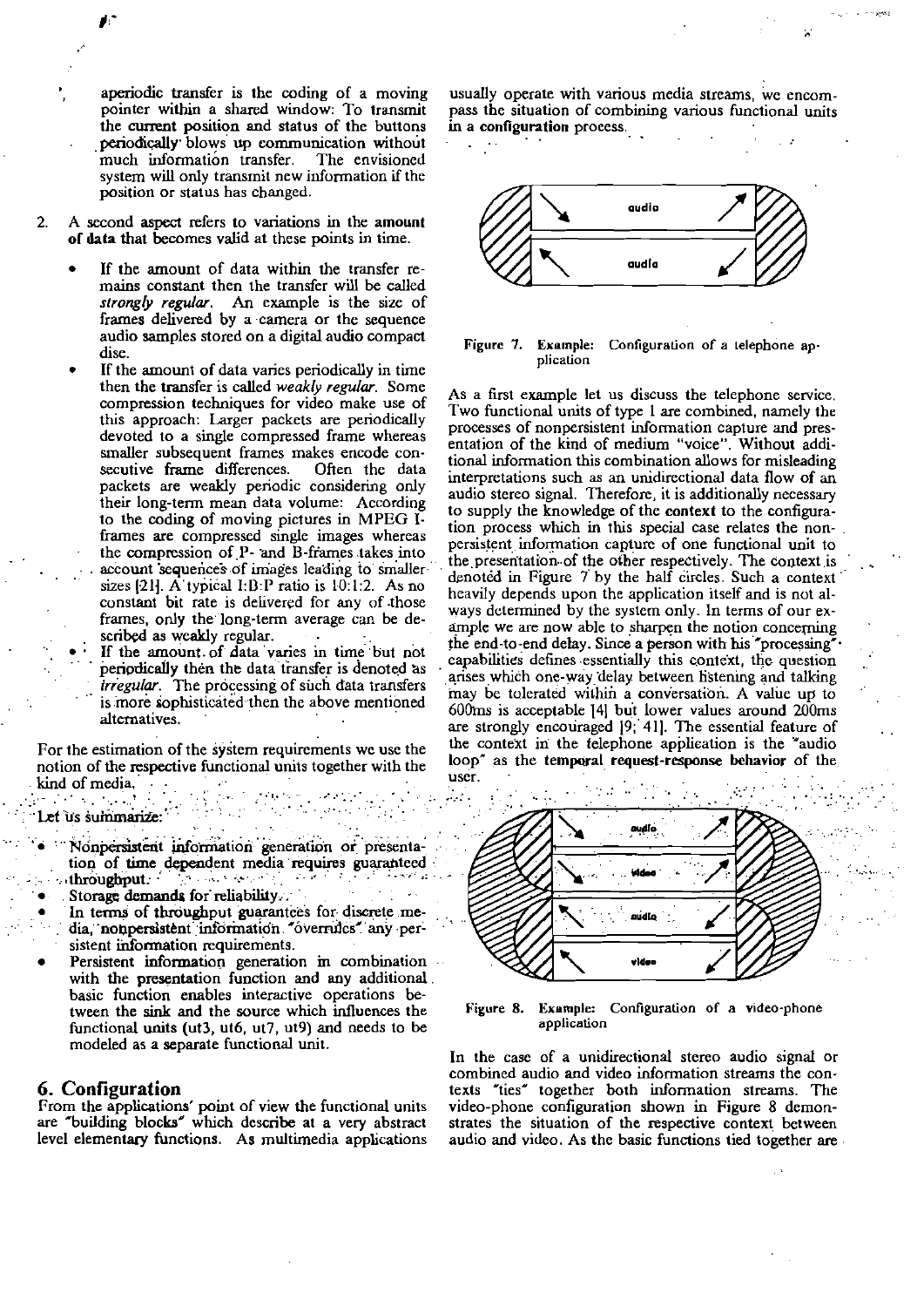aperiodic transfer is the coding of a moving pointer within a shared window: To transmit the current position and status of the buttons periodically blows up communication without much information transfer. The envisioned system will only transmit new information if the position or status has changed.

2. A second aspect refers to variations in the **amount of data** that becomes valid at these points in time.

   - If the amount of data within the transfer remains constant then the transfer will be called *strongly regular*. An example is the size of frames delivered by a camera or the sequence audio samples stored on a digital audio compact disc.
   - If the amount of data varies periodically in time then the transfer is called *weakly regular*. Some compression techniques for video make use of this approach: Larger packets are periodically devoted to a single compressed frame whereas smaller subsequent frames makes encode consecutive frame differences. Often the data packets are weakly periodic considering only their long-term mean data volume: According to the coding of moving pictures in MPEG I-frames are compressed single images whereas the compression of P- and B-frames takes into account sequences of images leading to smaller sizes [21]. A typical I:B:P ratio is 10:1:2. As no constant bit rate is delivered for any of those frames, only the long-term average can be described as weakly regular.
   - If the amount of data varies in time but not periodically then the data transfer is denoted as *irregular*. The processing of such data transfers is more sophisticated then the above mentioned alternatives.

For the estimation of the system requirements we use the notion of the respective functional units together with the kind of media.

Let us summarize:

- Nonpersistent information generation or presentation of time dependent media requires guaranteed throughput.
- Storage demands for reliability.
- In terms of throughput guarantees for discrete media, nonpersistent information "overrules" any persistent information requirements.
- Persistent information generation in combination with the presentation function and any additional basic function enables interactive operations between the sink and the source which influences the functional units (ut3, ut6, ut7, ut9) and needs to be modeled as a separate functional unit.

## 6. Configuration

From the applications' point of view the functional units are "building blocks" which describe at a very abstract level elementary functions. As multimedia applications usually operate with various media streams, we encompass the situation of combining various functional units in a **configuration** process.

Figure 7. Example: Configuration of a telephone application

As a first example let us discuss the telephone service. Two functional units of type 1 are combined, namely the processes of nonpersistent information capture and presentation of the kind of medium "voice". Without additional information this combination allows for misleading interpretations such as an unidirectional data flow of an audio stereo signal. Therefore, it is additionally necessary to supply the knowledge of the **context** to the configuration process which in this special case relates the nonpersistent information capture of one functional unit to the presentation of the other respectively. The context is denoted in Figure 7 by the half circles. Such a context heavily depends upon the application itself and is not always determined by the system only. In terms of our example we are now able to sharpen the notion concerning the end-to-end delay. Since a person with his "processing" capabilities defines essentially this context, the question arises which one-way delay between listening and talking may be tolerated within a conversation. A value up to 600ms is acceptable [4] but lower values around 200ms are strongly encouraged [9; 41]. The essential feature of the context in the telephone application is the "audio loop" as the **temporal request-response behavior** of the user.

Figure 8. Example: Configuration of a video-phone application

In the case of a unidirectional stereo audio signal or combined audio and video information streams the contexts "ties" together both information streams. The video-phone configuration shown in Figure 8 demonstrates the situation of the respective context between audio and video. As the basic functions tied together are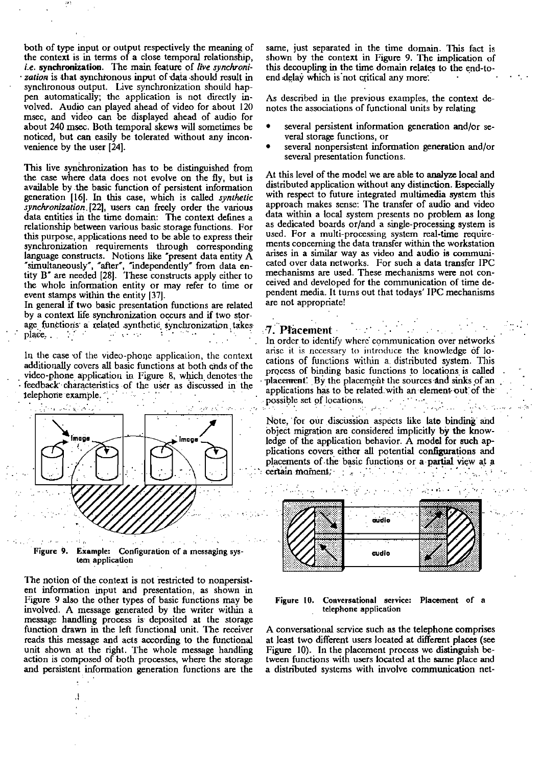both of type input or output respectively the meaning of the context is in terms of a close temporal relationship, *i.e.* **synchronization**. The main feature of *live synchronization* is that synchronous input of data should result in synchronous output. Live synchronization should happen automatically; the application is not directly involved. Audio can played ahead of video for about 120 msec, and video can be displayed ahead of audio for about 240 msec. Both temporal skews will sometimes be noticed, but can easily be tolerated without any inconvenience by the user [24].

This live synchronization has to be distinguished from the case where data does not evolve on the fly, but is available by the basic function of persistent information generation [16]. In this case, which is called *synthetic synchronization* [22], users can freely order the various data entities in the time domain: The context defines a relationship between various basic storage functions. For this purpose, applications need to be able to express their synchronization requirements through corresponding language constructs. Notions like "present data entity A "simultaneously", "after", "independently" from data entity B" are needed [28]. These constructs apply either to the whole information entity or may refer to time or event stamps within the entity [37].
In general if two basic presentation functions are related by a context life synchronization occurs and if two storage functions a related synthetic synchronization takes place.

In the case of the video-phone application, the context additionally covers all basic functions at both ends of the video-phone application in Figure 8, which denotes the feedback characteristics of the user as discussed in the telephone example.

Figure 9. Example: Configuration of a messaging system application

The notion of the context is not restricted to nonpersistent information input and presentation, as shown in Figure 9 also the other types of basic functions may be involved. A message generated by the writer within a message handling process is deposited at the storage function drawn in the left functional unit. The receiver reads this message and acts according to the functional unit shown at the right. The whole message handling action is composed of both processes, where the storage and persistent information generation functions are the same, just separated in the time domain. This fact is shown by the context in Figure 9. The implication of this decoupling in the time domain relates to the end-to-end delay which is not critical any more.

As described in the previous examples, the context denotes the associations of functional units by relating

- several persistent information generation and/or several storage functions, or
- several nonpersistent information generation and/or several presentation functions.

At this level of the model we are able to analyze local and distributed application without any distinction. Especially with respect to future integrated multimedia system this approach makes sense: The transfer of audio and video data within a local system presents no problem as long as dedicated boards or/and a single-processing system is used. For a multi-processing system real-time requirements concerning the data transfer within the workstation arises in a similar way as video and audio is communicated over data networks. For such a data transfer IPC mechanisms are used. These mechanisms were not conceived and developed for the communication of time dependent media. It turns out that todays' IPC mechanisms are not appropriate!

## 7. Placement

In order to identify where communication over networks arise it is necessary to introduce the knowledge of locations of functions within a distributed system. This process of binding basic functions to locations is called **placement**. By the placement the sources and sinks of an applications has to be related with an element out of the possible set of locations.

Note, for our discussion aspects like late binding and object migration are considered implicitly by the knowledge of the application behavior. A model for such applications covers either all potential configurations and placements of the basic functions or a partial view at a certain moment.

Figure 10. Conversational service: Placement of a telephone application

A conversational service such as the telephone comprises at least two different users located at different places (see Figure 10). In the placement process we distinguish between functions with users located at the same place and a distributed systems with involve communication net-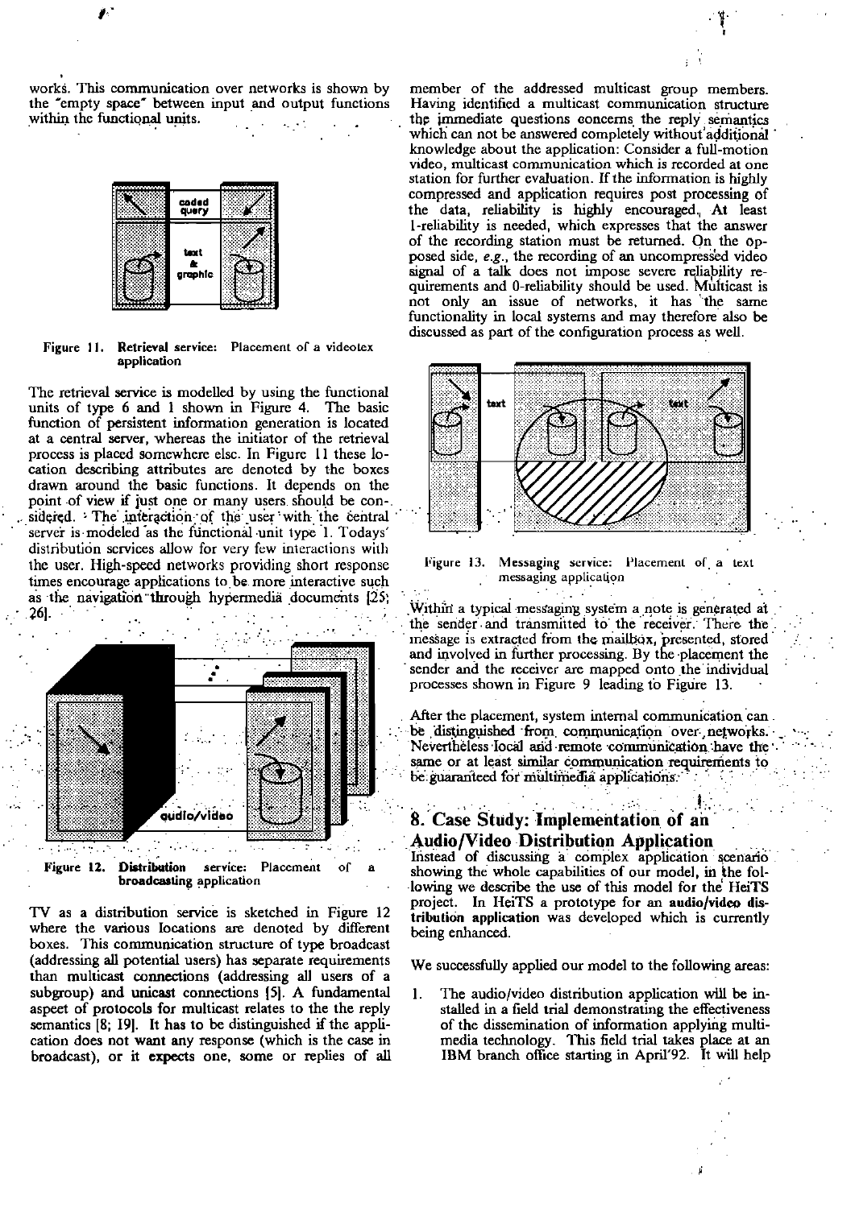works. This communication over networks is shown by the "empty space" between input and output functions within the functional units.

Figure 11. Retrieval service: Placement of a videotex application

The retrieval service is modelled by using the functional units of type 6 and 1 shown in Figure 4. The basic function of persistent information generation is located at a central server, whereas the initiator of the retrieval process is placed somewhere else. In Figure 11 these location describing attributes are denoted by the boxes drawn around the basic functions. It depends on the point of view if just one or many users should be considered. The interaction of the user with the central server is modeled as the functional unit type 1. Todays' distribution services allow for very few interactions with the user. High-speed networks providing short response times encourage applications to be more interactive such as the navigation through hypermedia documents [25; 26].

Figure 12. Distribution service: Placement of a broadcasting application

TV as a distribution service is sketched in Figure 12 where the various locations are denoted by different boxes. This communication structure of type broadcast (addressing all potential users) has separate requirements than multicast connections (addressing all users of a subgroup) and unicast connections [5]. A fundamental aspect of protocols for multicast relates to the the reply semantics [8; 19]. It has to be distinguished if the application does not want any response (which is the case in broadcast), or it expects one, some or replies of all member of the addressed multicast group members. Having identified a multicast communication structure the immediate questions concerns the reply semantics which can not be answered completely without additional knowledge about the application: Consider a full-motion video, multicast communication which is recorded at one station for further evaluation. If the information is highly compressed and application requires post processing of the data, reliability is highly encouraged. At least 1-reliability is needed, which expresses that the answer of the recording station must be returned. On the opposed side, *e.g.*, the recording of an uncompressed video signal of a talk does not impose severe reliability requirements and 0-reliability should be used. Multicast is not only an issue of networks, it has the same functionality in local systems and may therefore also be discussed as part of the configuration process as well.

Figure 13. Messaging service: Placement of a text messaging application

Within a typical messaging system a note is generated at the sender and transmitted to the receiver. There the message is extracted from the mailbox, presented, stored and involved in further processing. By the placement the sender and the receiver are mapped onto the individual processes shown in Figure 9 leading to Figure 13.

After the placement, system internal communication can be distinguished from communication over networks. Nevertheless local and remote communication have the same or at least similar communication requirements to be guaranteed for multimedia applications.

## 8. Case Study: Implementation of an Audio/Video Distribution Application

Instead of discussing a complex application scenario showing the whole capabilities of our model, in the following we describe the use of this model for the HeiTS project. In HeiTS a prototype for an **audio/video distribution application** was developed which is currently being enhanced.

We successfully applied our model to the following areas:

1. The audio/video distribution application will be installed in a field trial demonstrating the effectiveness of the dissemination of information applying multimedia technology. This field trial takes place at an IBM branch office starting in April'92. It will help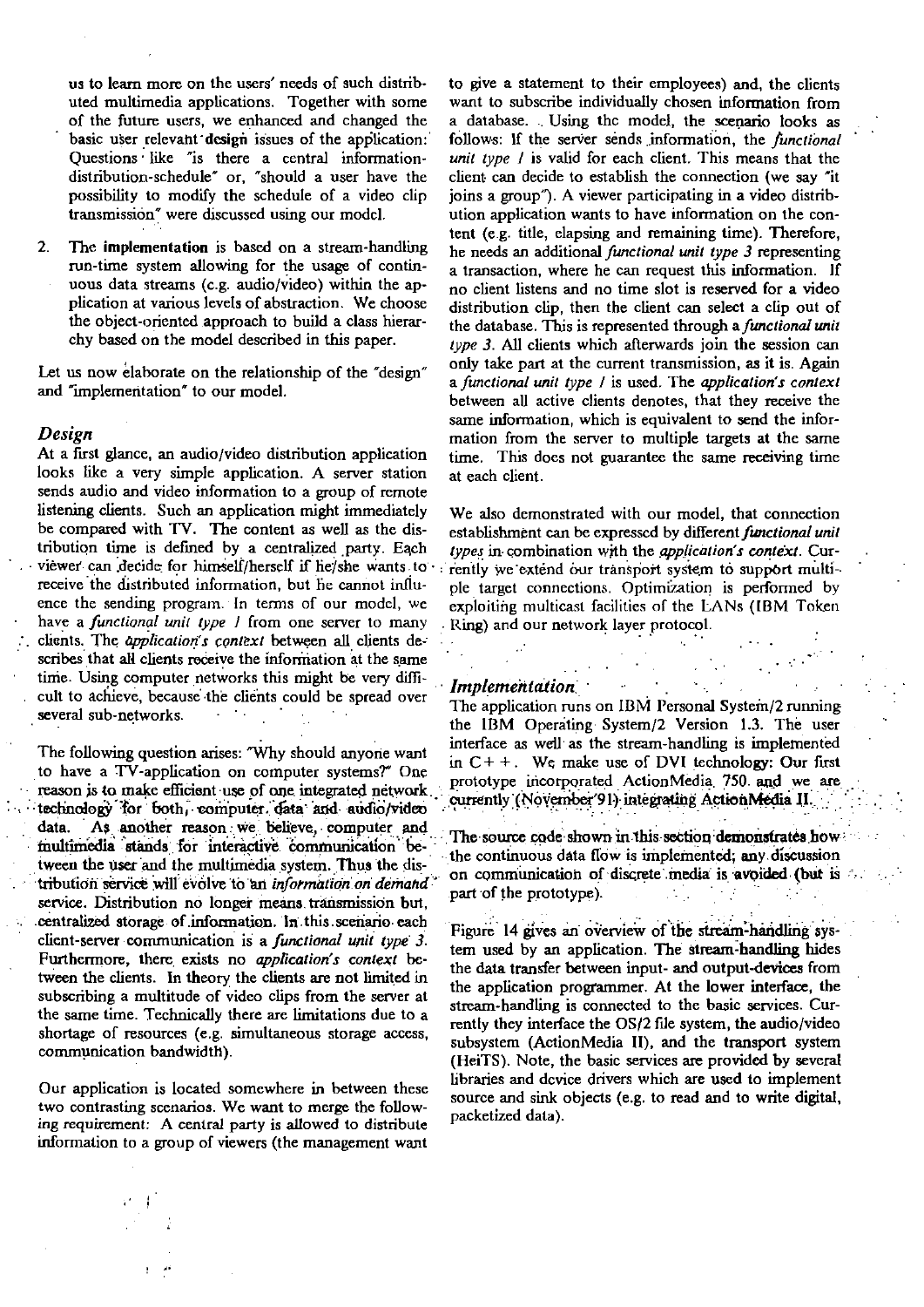us to learn more on the users' needs of such distributed multimedia applications. Together with some of the future users, we enhanced and changed the basic user relevant **design** issues of the application: Questions like "is there a central information-distribution-schedule" or, "should a user have the possibility to modify the schedule of a video clip transmission" were discussed using our model.

2. The **implementation** is based on a stream-handling run-time system allowing for the usage of continuous data streams (e.g. audio/video) within the application at various levels of abstraction. We choose the object-oriented approach to build a class hierarchy based on the model described in this paper.

Let us now elaborate on the relationship of the "design" and "implementation" to our model.

### *Design*

At a first glance, an audio/video distribution application looks like a very simple application. A server station sends audio and video information to a group of remote listening clients. Such an application might immediately be compared with TV. The content as well as the distribution time is defined by a centralized party. Each viewer can decide for himself/herself if he/she wants to receive the distributed information, but he cannot influence the sending program. In terms of our model, we have a *functional unit type 1* from one server to many clients. The *application's context* between all clients describes that all clients receive the information at the same time. Using computer networks this might be very difficult to achieve, because the clients could be spread over several sub-networks.

The following question arises: "Why should anyone want to have a TV-application on computer systems?" One reason is to make efficient use of one integrated network technology for both, computer data and audio/video data. As another reason we believe, computer and multimedia stands for interactive communication between the user and the multimedia system. Thus the distribution service will evolve to an *information on demand* service. Distribution no longer means transmission but, centralized storage of information. In this scenario each client-server communication is a *functional unit type 3*. Furthermore, there exists no *application's context* between the clients. In theory the clients are not limited in subscribing a multitude of video clips from the server at the same time. Technically there are limitations due to a shortage of resources (e.g. simultaneous storage access, communication bandwidth).

Our application is located somewhere in between these two contrasting scenarios. We want to merge the following requirement: A central party is allowed to distribute information to a group of viewers (the management want to give a statement to their employees) and, the clients want to subscribe individually chosen information from a database. Using the model, the scenario looks as follows: If the server sends information, the *functional unit type 1* is valid for each client. This means that the client can decide to establish the connection (we say "it joins a group"). A viewer participating in a video distribution application wants to have information on the content (e.g. title, elapsing and remaining time). Therefore, he needs an additional *functional unit type 3* representing a transaction, where he can request this information. If no client listens and no time slot is reserved for a video distribution clip, then the client can select a clip out of the database. This is represented through a *functional unit type 3*. All clients which afterwards join the session can only take part at the current transmission, as it is. Again a *functional unit type 1* is used. The *application's context* between all active clients denotes, that they receive the same information, which is equivalent to send the information from the server to multiple targets at the same time. This does not guarantee the same receiving time at each client.

We also demonstrated with our model, that connection establishment can be expressed by different *functional unit types* in combination with the *application's context*. Currently we extend our transport system to support multiple target connections. Optimization is performed by exploiting multicast facilities of the LANs (IBM Token Ring) and our network layer protocol.

### *Implementation*

The application runs on IBM Personal System/2 running the IBM Operating System/2 Version 1.3. The user interface as well as the stream-handling is implemented in C++. We make use of DVI technology: Our first prototype incorporated ActionMedia 750 and we are currently (November'91) integrating ActionMedia II.

The source code shown in this section demonstrates how the continuous data flow is implemented; any discussion on communication of discrete media is avoided (but is part of the prototype).

Figure 14 gives an overview of the stream-handling system used by an application. The stream-handling hides the data transfer between input- and output-devices from the application programmer. At the lower interface, the stream-handling is connected to the basic services. Currently they interface the OS/2 file system, the audio/video subsystem (ActionMedia II), and the transport system (HeiTS). Note, the basic services are provided by several libraries and device drivers which are used to implement source and sink objects (e.g. to read and to write digital, packetized data).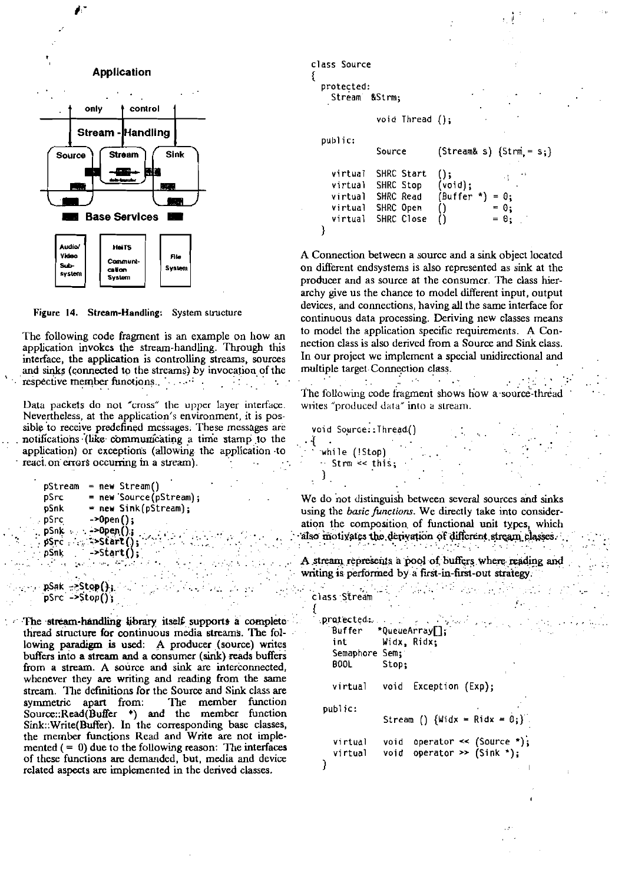**Application**

only control

Stream - Handling

Source Stream Sink

Base Services

Audio/ Video Sub-system | HeiTS Communication System | File System

Figure 14. Stream-Handling: System structure

The following code fragment is an example on how an application invokes the stream-handling. Through this interface, the application is controlling streams, sources and sinks (connected to the streams) by invocation of the respective member functions.

Data packets do not "cross" the upper layer interface. Nevertheless, at the application's environment, it is possible to receive predefined messages. These messages are notifications (like communicating a time stamp to the application) or exceptions (allowing the application to react on errors occurring in a stream).

```
pStream  = new Stream()
pSrc     = new Source(pStream);
pSnk     = new Sink(pStream);
pSrc     ->Open();
pSnk     ->Open();
pSrc     ->Start();
pSnk     ->Start();

pSnk ->Stop();
pSrc ->Stop();
```

The stream-handling library itself supports a complete thread structure for continuous media streams. The following paradigm is used: A producer (source) writes buffers into a stream and a consumer (sink) reads buffers from a stream. A source and sink are interconnected, whenever they are writing and reading from the same stream. The definitions for the Source and Sink class are symmetric apart from: The member function Source::Read(Buffer \*) and the member function Sink::Write(Buffer). In the corresponding base classes, the member functions Read and Write are not implemented ( = 0) due to the following reason: The interfaces of these functions are demanded, but, media and device related aspects are implemented in the derived classes.

```
class Source
{
  protected:
    Stream  &Strm;

            void Thread ();

  public:
            Source      (Stream& s) {Strm = s;}

    virtual  SHRC Start  ();
    virtual  SHRC Stop   (void);
    virtual  SHRC Read   (Buffer *) = 0;
    virtual  SHRC Open   ()         = 0;
    virtual  SHRC Close  ()         = 0;
}
```

A Connection between a source and a sink object located on different endsystems is also represented as sink at the producer and as source at the consumer. The class hierarchy give us the chance to model different input, output devices, and connections, having all the same interface for continuous data processing. Deriving new classes means to model the application specific requirements. A Connection class is also derived from a Source and Sink class. In our project we implement a special unidirectional and multiple target Connection class.

The following code fragment shows how a source-thread writes "produced data" into a stream.

```
void Source::Thread()
{
   while (!Stop)
     Strm << this;
}
```

We do not distinguish between several sources and sinks using the *basic functions*. We directly take into consideration the composition of functional unit types, which also motivates the derivation of different stream classes.

A stream represents a pool of buffers where reading and writing is performed by a first-in-first-out strategy.

```
class Stream
{
  protected:
    Buffer    *QueueArray[];
    int       Widx, Ridx;
    Semaphore Sem;
    BOOL      Stop;

    virtual   void  Exception (Exp);

  public:
              Stream () {Widx = Ridx = 0;}

    virtual   void  operator << (Source *);
    virtual   void  operator >> (Sink *);
}
```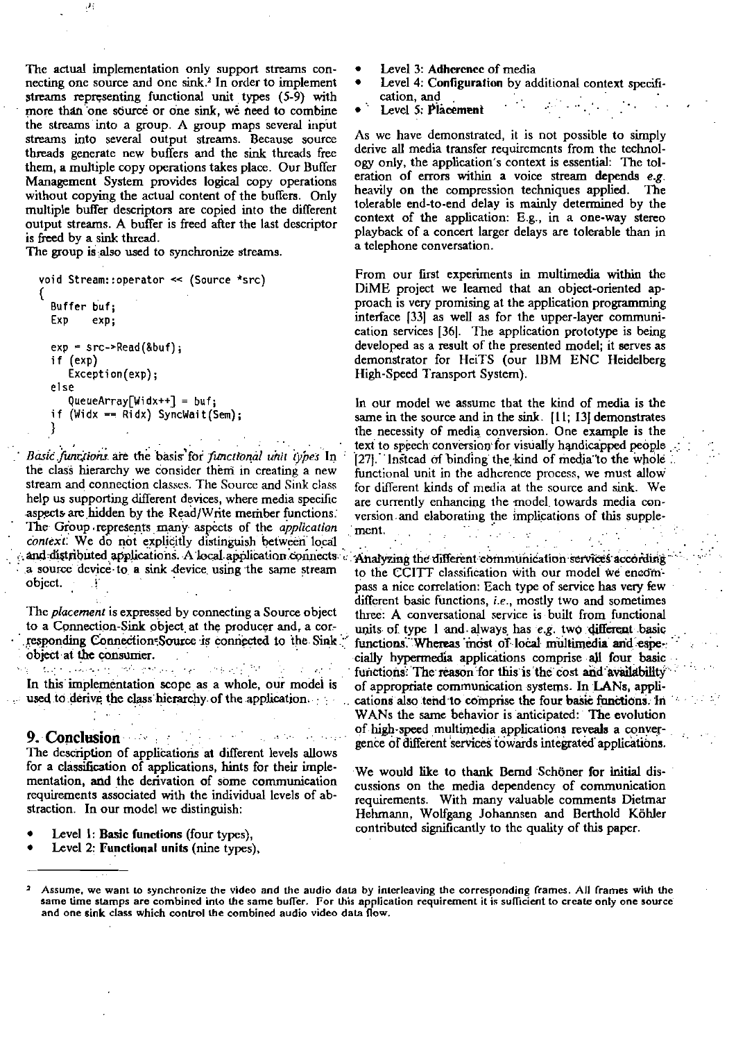The actual implementation only support streams connecting one source and one sink.[2] In order to implement streams representing functional unit types (5-9) with more than one source or one sink, we need to combine the streams into a group. A group maps several input streams into several output streams. Because source threads generate new buffers and the sink threads free them, a multiple copy operations takes place. Our Buffer Management System provides logical copy operations without copying the actual content of the buffers. Only multiple buffer descriptors are copied into the different output streams. A buffer is freed after the last descriptor is freed by a sink thread.

The group is also used to synchronize streams.

```
void Stream::operator << (Source *src)
{
   Buffer buf;
   Exp    exp;

   exp = src->Read(&buf);
   if (exp)
      Exception(exp);
   else
      QueueArray[Widx++] = buf;
   if (Widx == Ridx) SyncWait(Sem);
   }
```

*Basic functions* are the basis for *functional unit types* In the class hierarchy we consider them in creating a new stream and connection classes. The Source and Sink class help us supporting different devices, where media specific aspects are hidden by the Read/Write member functions. The Group represents many aspects of the *application context*. We do not explicitly distinguish between local and distributed applications. A local application connects a source device to a sink device using the same stream object.

The *placement* is expressed by connecting a Source object to a Connection-Sink object at the producer and, a corresponding Connection-Source is connected to the Sink object at the consumer.

In this implementation scope as a whole, our model is used to derive the class hierarchy of the application.

## 9. Conclusion

The description of applications at different levels allows for a classification of applications, hints for their implementation, and the derivation of some communication requirements associated with the individual levels of abstraction. In our model we distinguish:

- Level 1: **Basic functions** (four types),
- Level 2: **Functional units** (nine types),
- Level 3: **Adherence** of media
- Level 4: **Configuration** by additional context specification, and
- Level 5: **Placement**

As we have demonstrated, it is not possible to simply derive all media transfer requirements from the technology only, the application's context is essential: The toleration of errors within a voice stream depends *e.g.* heavily on the compression techniques applied. The tolerable end-to-end delay is mainly determined by the context of the application: E.g., in a one-way stereo playback of a concert larger delays are tolerable than in a telephone conversation.

From our first experiments in multimedia within the DiME project we learned that an object-oriented approach is very promising at the application programming interface [33] as well as for the upper-layer communication services [36]. The application prototype is being developed as a result of the presented model; it serves as demonstrator for HeiTS (our IBM ENC Heidelberg High-Speed Transport System).

In our model we assume that the kind of media is the same in the source and in the sink. [11; 13] demonstrates the necessity of media conversion. One example is the text to speech conversion for visually handicapped people [27]. Instead of binding the kind of media to the whole functional unit in the adherence process, we must allow for different kinds of media at the source and sink. We are currently enhancing the model towards media conversion and elaborating the implications of this supplement.

Analyzing the different communication services according to the CCITT classification with our model we encompass a nice correlation: Each type of service has very few different basic functions, *i.e.*, mostly two and sometimes three: A conversational service is built from functional units of type 1 and always has *e.g.* two different basic functions. Whereas most of local multimedia and especially hypermedia applications comprise all four basic functions: The reason for this is the cost and availability of appropriate communication systems. In LANs, applications also tend to comprise the four basic functions. In WANs the same behavior is anticipated: The evolution of high-speed multimedia applications reveals a convergence of different services towards integrated applications.

We would like to thank Bernd Schöner for initial discussions on the media dependency of communication requirements. With many valuable comments Dietmar Hehmann, Wolfgang Johannsen and Berthold Köhler contributed significantly to the quality of this paper.

---

[2] Assume, we want to synchronize the video and the audio data by interleaving the corresponding frames. All frames with the same time stamps are combined into the same buffer. For this application requirement it is sufficient to create only one source and one sink class which control the combined audio video data flow.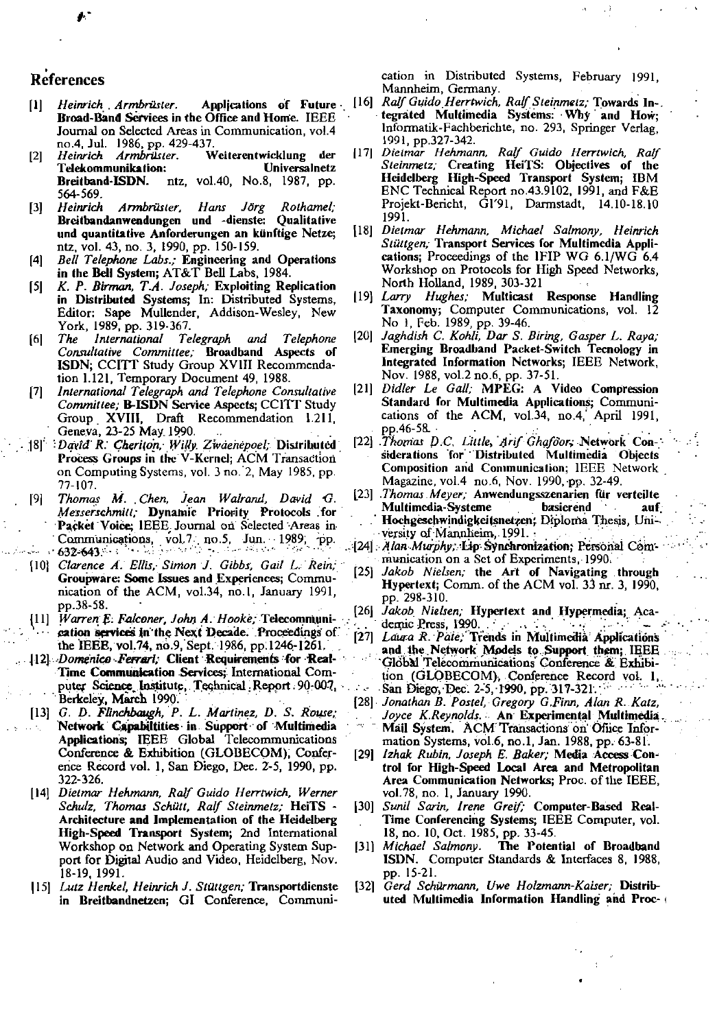## References

[1] *Heinrich Armbrüster.* **Applications of Future Broad-Band Services in the Office and Home.** IEEE Journal on Selected Areas in Communication, vol.4 no.4, Jul. 1986, pp. 429-437.

[2] *Heinrich Armbrüster.* **Weiterentwicklung der Telekommunikation: Universalnetz Breitband-ISDN.** ntz, vol.40, No.8, 1987, pp. 564-569.

[3] *Heinrich Armbrüster, Hans Jörg Rothamel;* **Breitbandanwendungen und -dienste: Qualitative und quantitative Anforderungen an künftige Netze;** ntz, vol. 43, no. 3, 1990, pp. 150-159.

[4] *Bell Telephone Labs.;* **Engineering and Operations in the Bell System;** AT&T Bell Labs, 1984.

[5] *K. P. Birman, T.A. Joseph;* **Exploiting Replication in Distributed Systems;** In: Distributed Systems, Editor: Sape Mullender, Addison-Wesley, New York, 1989, pp. 319-367.

[6] *The International Telegraph and Telephone Consultative Committee;* **Broadband Aspects of ISDN;** CCITT Study Group XVIII Recommendation I.121, Temporary Document 49, 1988.

[7] *International Telegraph and Telephone Consultative Committee;* **B-ISDN Service Aspects;** CCITT Study Group XVIII, Draft Recommendation I.211, Geneva, 23-25 May 1990.

[8] *David R. Cheriton, Willy Zwaenepoel;* **Distributed Process Groups in the V-Kernel;** ACM Transaction on Computing Systems, vol. 3 no. 2, May 1985, pp. 77-107.

[9] *Thomas M. Chen, Jean Walrand, David G. Messerschmitt;* **Dynamic Priority Protocols for Packet Voice;** IEEE Journal on Selected Areas in Communications, vol.7, no.5, Jun. 1989, pp. 632-643.

[10] *Clarence A. Ellis, Simon J. Gibbs, Gail L. Rein;* **Groupware: Some Issues and Experiences;** Communication of the ACM, vol.34, no.1, January 1991, pp.38-58.

[11] *Warren E. Falconer, John A. Hooke;* **Telecommunication services in the Next Decade.** Proceedings of the IEEE, vol.74, no.9, Sept. 1986, pp.1246-1261.

[12] *Domenico Ferrari;* **Client Requirements for Real-Time Communication Services;** International Computer Science Institute, Technical Report 90-007, Berkeley, March 1990.

[13] *G. D. Flinchbaugh, P. L. Martinez, D. S. Rouse;* **Network Capabilities in Support of Multimedia Applications;** IEEE Global Telecommunications Conference & Exhibition (GLOBECOM), Conference Record vol. 1, San Diego, Dec. 2-5, 1990, pp. 322-326.

[14] *Dietmar Hehmann, Ralf Guido Herrtwich, Werner Schulz, Thomas Schütt, Ralf Steinmetz;* **HeiTS - Architecture and Implementation of the Heidelberg High-Speed Transport System;** 2nd International Workshop on Network and Operating System Support for Digital Audio and Video, Heidelberg, Nov. 18-19, 1991.

[15] *Lutz Henkel, Heinrich J. Stüttgen;* **Transportdienste in Breitbandnetzen;** GI Conference, Communication in Distributed Systems, February 1991, Mannheim, Germany.

[16] *Ralf Guido Herrtwich, Ralf Steinmetz;* **Towards Integrated Multimedia Systems: Why and How;** Informatik-Fachberichte, no. 293, Springer Verlag, 1991, pp.327-342.

[17] *Dietmar Hehmann, Ralf Guido Herrtwich, Ralf Steinmetz;* **Creating HeiTS: Objectives of the Heidelberg High-Speed Transport System;** IBM ENC Technical Report no.43.9102, 1991, and F&E Projekt-Bericht, GI'91, Darmstadt, 14.10-18.10 1991.

[18] *Dietmar Hehmann, Michael Salmony, Heinrich Stüttgen;* **Transport Services for Multimedia Applications;** Proceedings of the IFIP WG 6.1/WG 6.4 Workshop on Protocols for High Speed Networks, North Holland, 1989, 303-321

[19] *Larry Hughes;* **Multicast Response Handling Taxonomy;** Computer Communications, vol. 12 No 1, Feb. 1989, pp. 39-46.

[20] *Jaghdish C. Kohli, Dar S. Biring, Gasper L. Raya;* **Emerging Broadband Packet-Switch Tecnology in Integrated Information Networks;** IEEE Network, Nov. 1988, vol.2 no.6, pp. 37-51.

[21] *Didier Le Gall;* **MPEG: A Video Compression Standard for Multimedia Applications;** Communications of the ACM, vol.34, no.4, April 1991, pp.46-58.

[22] *Thomas D.C. Little, Arif Ghafoor;* **Network Considerations for Distributed Multimedia Objects Composition and Communication;** IEEE Network Magazine, vol.4 no.6, Nov. 1990, pp. 32-49.

[23] *Thomas Meyer;* **Anwendungsszenarien für verteilte Multimedia-Systeme basierend auf Hochgeschwindigkeitsnetzen;** Diploma Thesis, University of Mannheim, 1991.

[24] *Alan Murphy;* **Lip Synchronization;** Personal Communication on a Set of Experiments, 1990.

[25] *Jakob Nielsen;* **the Art of Navigating through Hypertext;** Comm. of the ACM vol. 33 nr. 3, 1990, pp. 298-310.

[26] *Jakob Nielsen;* **Hypertext and Hypermedia;** Academic Press, 1990.

[27] *Laura R. Pate;* **Trends in Multimedia Applications and the Network Models to Support them;** IEEE Global Telecommunications Conference & Exhibition (GLOBECOM), Conference Record vol. 1, San Diego, Dec. 2-5, 1990, pp. 317-321.

[28] *Jonathan B. Postel, Gregory G.Finn, Alan R. Katz, Joyce K.Reynolds.* **An Experimental Multimedia Mail System.** ACM Transactions on Office Information Systems, vol.6, no.1, Jan. 1988, pp. 63-81.

[29] *Izhak Rubin, Joseph E. Baker;* **Media Access Control for High-Speed Local Area and Metropolitan Area Communication Networks;** Proc. of the IEEE, vol.78, no. 1, January 1990.

[30] *Sunil Sarin, Irene Greif;* **Computer-Based Real-Time Conferencing Systems;** IEEE Computer, vol. 18, no. 10, Oct. 1985, pp. 33-45.

[31] *Michael Salmony.* **The Potential of Broadband ISDN.** Computer Standards & Interfaces 8, 1988, pp. 15-21.

[32] *Gerd Schürmann, Uwe Holzmann-Kaiser;* **Distributed Multimedia Information Handling and Proc-**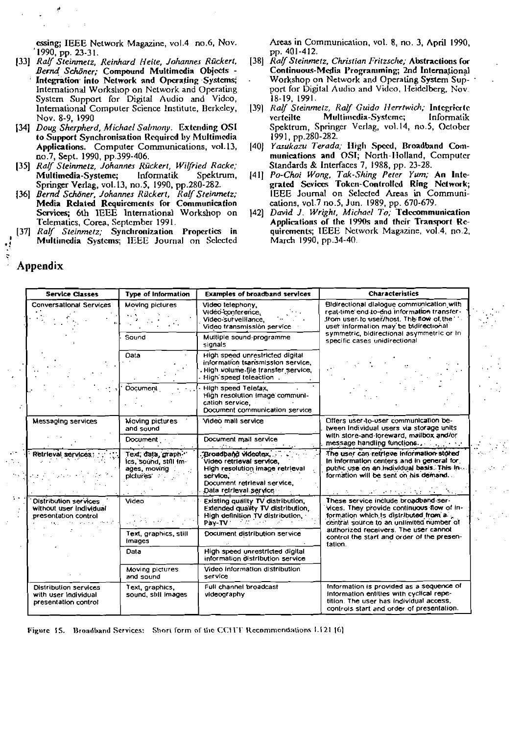essing; IEEE Network Magazine, vol.4 no.6, Nov. 1990, pp. 23-31.

[33] *Ralf Steinmetz, Reinhard Heite, Johannes Rückert, Bernd Schöner;* **Compound Multimedia Objects - Integration into Network and Operating Systems;** International Workshop on Network and Operating System Support for Digital Audio and Video, International Computer Science Institute, Berkeley, Nov. 8-9, 1990

[34] *Doug Sherpherd, Michael Salmony.* **Extending OSI to Support Synchronisation Required by Multimedia Applications.** Computer Communications, vol.13, no.7, Sept. 1990, pp.399-406.

[35] *Ralf Steinmetz, Johannes Rückert, Wilfried Racke;* **Multimedia-Systeme;** Informatik Spektrum, Springer Verlag, vol.13, no.5, 1990, pp.280-282.

[36] *Bernd Schöner, Johannes Rückert, Ralf Steinmetz;* **Media Related Requirements for Communication Services;** 6th IEEE International Workshop on Telematics, Corea, September 1991.

[37] *Ralf Steinmetz;* **Synchronization Properties in Multimedia Systems;** IEEE Journal on Selected Areas in Communication, vol. 8, no. 3, April 1990, pp. 401-412.

[38] *Ralf Steinmetz, Christian Fritzsche;* **Abstractions for Continuous-Media Programming;** 2nd International Workshop on Network and Operating System Support for Digital Audio and Video, Heidelberg, Nov. 18-19, 1991.

[39] *Ralf Steinmetz, Ralf Guido Herrtwich;* **Integrierte verteilte Multimedia-Systeme;** Informatik Spektrum, Springer Verlag, vol.14, no.5, October 1991, pp.280-282.

[40] *Yasukazu Terada;* **High Speed, Broadband Communications and OSI;** North-Holland, Computer Standards & Interfaces 7, 1988, pp. 23-28.

[41] *Po-Choi Wong, Tak-Shing Peter Yum;* **An Integrated Sevices Token-Controlled Ring Network;** IEEE Journal on Selected Areas in Communications, vol.7 no.5, Jun. 1989, pp. 670-679.

[42] *David J. Wright, Michael To;* **Telecommunication Applications of the 1990s and their Transport Requirements;** IEEE Network Magazine, vol.4, no.2, March 1990, pp.34-40.

## Appendix

| Service Classes | Type of Information | Examples of broadband services | Characteristics |
|---|---|---|---|
| Conversational Services | Moving pictures | Video telephony, Video-conference, Video-surveillance, Video transmission service | Bidirectional dialogue communication with real-time end-to-end information transfer from user to user/host. The flow of the user information may be bidirectional symmetric, bidirectional asymmetric or in specific cases unidirectional |
| | Sound | Multiple sound-programme signals | |
| | Data | High speed unrestricted digital information transmission service, High volume file transfer service, High speed teleaction | |
| | Document | High speed Telefax, High resolution image communication service, Document communication service | |
| Messaging services | Moving pictures and sound | Video mail service | Offers user-to-user communication between individual users via storage units with store-and-foreward, mailbox and/or message handling functions. |
| | Document | Document mail service | |
| Retrieval services | Text, data, graphics, sound, still images, moving pictures | Broadband videotex, Video retrieval service, High resolution image retrieval service, Document retrieval service, Data retrieval service | The user can retrieve information stored in information centers and in general for public use on an individual basis. This information will be sent on his demand. |
| Distribution services without user individual presentation control | Video | Existing quality TV distribution, Extended quality TV distribution, High definition TV distribution, Pay-TV | These service include broadband-services. They provide continuous flow of information which is distributed from a central source to an unlimited number of authorized receivers. The user cannot control the start and order of the presentation. |
| | Text, graphics, still images | Document distribution service | |
| | Data | High speed unrestricted digital information distribution service | |
| | Moving pictures and sound | Video information distribution service | |
| Distribution services with user individual presentation control | Text, graphics, sound, still images | Full channel broadcast videography | Information is provided as a sequence of information entities with cyclical repetition. The user has individual access, controls start and order of presentation. |

Figure 15. Broadband Services: Short form of the CCITT Recommendations I.121 [6]